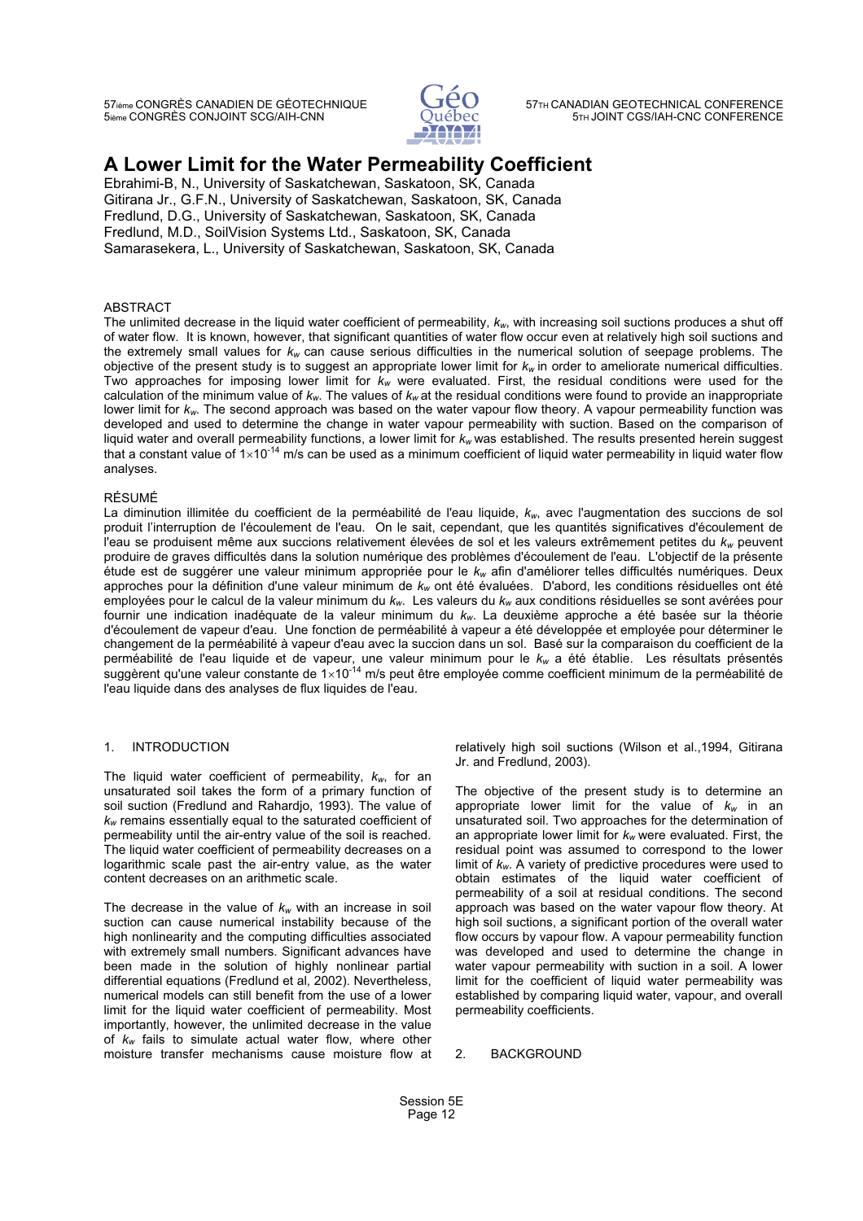# A Lower Limit for the Water Permeability Coefficient

Ebrahimi-B, N., University of Saskatchewan, Saskatoon, SK, Canada
Gitirana Jr., G.F.N., University of Saskatchewan, Saskatoon, SK, Canada
Fredlund, D.G., University of Saskatchewan, Saskatoon, SK, Canada
Fredlund, M.D., SoilVision Systems Ltd., Saskatoon, SK, Canada
Samarasekera, L., University of Saskatchewan, Saskatoon, SK, Canada

## ABSTRACT

The unlimited decrease in the liquid water coefficient of permeability, $k_w$, with increasing soil suctions produces a shut off of water flow. It is known, however, that significant quantities of water flow occur even at relatively high soil suctions and the extremely small values for $k_w$ can cause serious difficulties in the numerical solution of seepage problems. The objective of the present study is to suggest an appropriate lower limit for $k_w$ in order to ameliorate numerical difficulties. Two approaches for imposing lower limit for $k_w$ were evaluated. First, the residual conditions were used for the calculation of the minimum value of $k_w$. The values of $k_w$ at the residual conditions were found to provide an inappropriate lower limit for $k_w$. The second approach was based on the water vapour flow theory. A vapour permeability function was developed and used to determine the change in water vapour permeability with suction. Based on the comparison of liquid water and overall permeability functions, a lower limit for $k_w$ was established. The results presented herein suggest that a constant value of $1\times10^{-14}$ m/s can be used as a minimum coefficient of liquid water permeability in liquid water flow analyses.

## RÉSUMÉ

La diminution illimitée du coefficient de la perméabilité de l'eau liquide, $k_w$, avec l'augmentation des succions de sol produit l'interruption de l'écoulement de l'eau. On le sait, cependant, que les quantités significatives d'écoulement de l'eau se produisent même aux succions relativement élevées de sol et les valeurs extrêmement petites du $k_w$ peuvent produire de graves difficultés dans la solution numérique des problèmes d'écoulement de l'eau. L'objectif de la présente étude est de suggérer une valeur minimum appropriée pour le $k_w$ afin d'améliorer telles difficultés numériques. Deux approches pour la définition d'une valeur minimum de $k_w$ ont été évaluées. D'abord, les conditions résiduelles ont été employées pour le calcul de la valeur minimum du $k_w$. Les valeurs du $k_w$ aux conditions résiduelles se sont avérées pour fournir une indication inadéquate de la valeur minimum du $k_w$. La deuxième approche a été basée sur la théorie d'écoulement de vapeur d'eau. Une fonction de perméabilité à vapeur a été développée et employée pour déterminer le changement de la perméabilité à vapeur d'eau avec la succion dans un sol. Basé sur la comparaison du coefficient de la perméabilité de l'eau liquide et de vapeur, une valeur minimum pour le $k_w$ a été établie. Les résultats présentés suggèrent qu'une valeur constante de $1\times10^{-14}$ m/s peut être employée comme coefficient minimum de la perméabilité de l'eau liquide dans des analyses de flux liquides de l'eau.

## 1. INTRODUCTION

The liquid water coefficient of permeability, $k_w$, for an unsaturated soil takes the form of a primary function of soil suction (Fredlund and Rahardjo, 1993). The value of $k_w$ remains essentially equal to the saturated coefficient of permeability until the air-entry value of the soil is reached. The liquid water coefficient of permeability decreases on a logarithmic scale past the air-entry value, as the water content decreases on an arithmetic scale.

The decrease in the value of $k_w$ with an increase in soil suction can cause numerical instability because of the high nonlinearity and the computing difficulties associated with extremely small numbers. Significant advances have been made in the solution of highly nonlinear partial differential equations (Fredlund et al, 2002). Nevertheless, numerical models can still benefit from the use of a lower limit for the liquid water coefficient of permeability. Most importantly, however, the unlimited decrease in the value of $k_w$ fails to simulate actual water flow, where other moisture transfer mechanisms cause moisture flow at relatively high soil suctions (Wilson et al.,1994, Gitirana Jr. and Fredlund, 2003).

The objective of the present study is to determine an appropriate lower limit for the value of $k_w$ in an unsaturated soil. Two approaches for the determination of an appropriate lower limit for $k_w$ were evaluated. First, the residual point was assumed to correspond to the lower limit of $k_w$. A variety of predictive procedures were used to obtain estimates of the liquid water coefficient of permeability of a soil at residual conditions. The second approach was based on the water vapour flow theory. At high soil suctions, a significant portion of the overall water flow occurs by vapour flow. A vapour permeability function was developed and used to determine the change in water vapour permeability with suction in a soil. A lower limit for the coefficient of liquid water permeability was established by comparing liquid water, vapour, and overall permeability coefficients.

## 2. BACKGROUND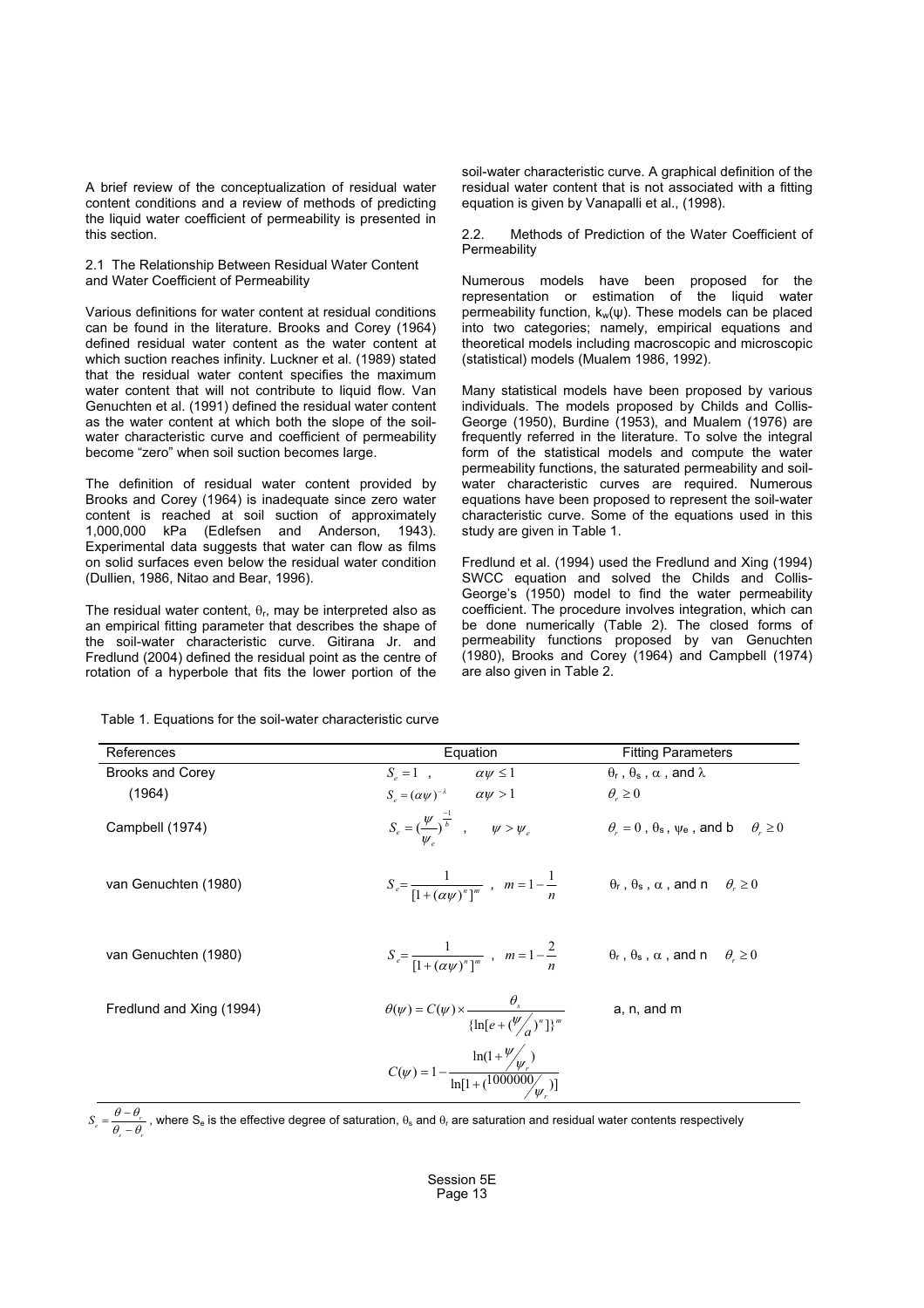A brief review of the conceptualization of residual water content conditions and a review of methods of predicting the liquid water coefficient of permeability is presented in this section.

### 2.1 The Relationship Between Residual Water Content and Water Coefficient of Permeability

Various definitions for water content at residual conditions can be found in the literature. Brooks and Corey (1964) defined residual water content as the water content at which suction reaches infinity. Luckner et al. (1989) stated that the residual water content specifies the maximum water content that will not contribute to liquid flow. Van Genuchten et al. (1991) defined the residual water content as the water content at which both the slope of the soil-water characteristic curve and coefficient of permeability become "zero" when soil suction becomes large.

The definition of residual water content provided by Brooks and Corey (1964) is inadequate since zero water content is reached at soil suction of approximately 1,000,000 kPa (Edlefsen and Anderson, 1943). Experimental data suggests that water can flow as films on solid surfaces even below the residual water condition (Dullien, 1986, Nitao and Bear, 1996).

The residual water content, $\theta_r$, may be interpreted also as an empirical fitting parameter that describes the shape of the soil-water characteristic curve. Gitirana Jr. and Fredlund (2004) defined the residual point as the centre of rotation of a hyperbole that fits the lower portion of the soil-water characteristic curve. A graphical definition of the residual water content that is not associated with a fitting equation is given by Vanapalli et al., (1998).

### 2.2. Methods of Prediction of the Water Coefficient of Permeability

Numerous models have been proposed for the representation or estimation of the liquid water permeability function, $k_w(\psi)$. These models can be placed into two categories; namely, empirical equations and theoretical models including macroscopic and microscopic (statistical) models (Mualem 1986, 1992).

Many statistical models have been proposed by various individuals. The models proposed by Childs and Collis-George (1950), Burdine (1953), and Mualem (1976) are frequently referred in the literature. To solve the integral form of the statistical models and compute the water permeability functions, the saturated permeability and soil-water characteristic curves are required. Numerous equations have been proposed to represent the soil-water characteristic curve. Some of the equations used in this study are given in Table 1.

Fredlund et al. (1994) used the Fredlund and Xing (1994) SWCC equation and solved the Childs and Collis-George's (1950) model to find the water permeability coefficient. The procedure involves integration, which can be done numerically (Table 2). The closed forms of permeability functions proposed by van Genuchten (1980), Brooks and Corey (1964) and Campbell (1974) are also given in Table 2.

Table 1. Equations for the soil-water characteristic curve

| References | Equation | Fitting Parameters |
|---|---|---|
| Brooks and Corey | $S_e = 1$ , $\quad \alpha\psi \leq 1$ | $\theta_r$ , $\theta_s$ , $\alpha$ , and $\lambda$ |
| (1964) | $S_e = (\alpha\psi)^{-\lambda}$ $\quad \alpha\psi > 1$ | $\theta_r \geq 0$ |
| Campbell (1974) | $S_e = (\frac{\psi}{\psi_e})^{\frac{-1}{b}}$ , $\quad \psi > \psi_e$ | $\theta_r = 0$ , $\theta_s$ , $\psi_e$ , and b $\quad \theta_r \geq 0$ |
| van Genuchten (1980) | $S_e = \frac{1}{[1+(\alpha\psi)^n]^m}$ , $\quad m = 1 - \frac{1}{n}$ | $\theta_r$ , $\theta_s$ , $\alpha$ , and n $\quad \theta_r \geq 0$ |
| van Genuchten (1980) | $S_e = \frac{1}{[1+(\alpha\psi)^n]^m}$ , $\quad m = 1 - \frac{2}{n}$ | $\theta_r$ , $\theta_s$ , $\alpha$ , and n $\quad \theta_r \geq 0$ |
| Fredlund and Xing (1994) | $\theta(\psi) = C(\psi) \times \frac{\theta_s}{\{\ln[e + (\psi/a)^n]\}^m}$ | a, n, and m |
| | $C(\psi) = 1 - \frac{\ln(1 + \psi/\psi_r)}{\ln[1 + (1000000/\psi_r)]}$ | |

$S_e = \frac{\theta - \theta_r}{\theta_s - \theta_r}$ , where $S_e$ is the effective degree of saturation, $\theta_s$ and $\theta_r$ are saturation and residual water contents respectively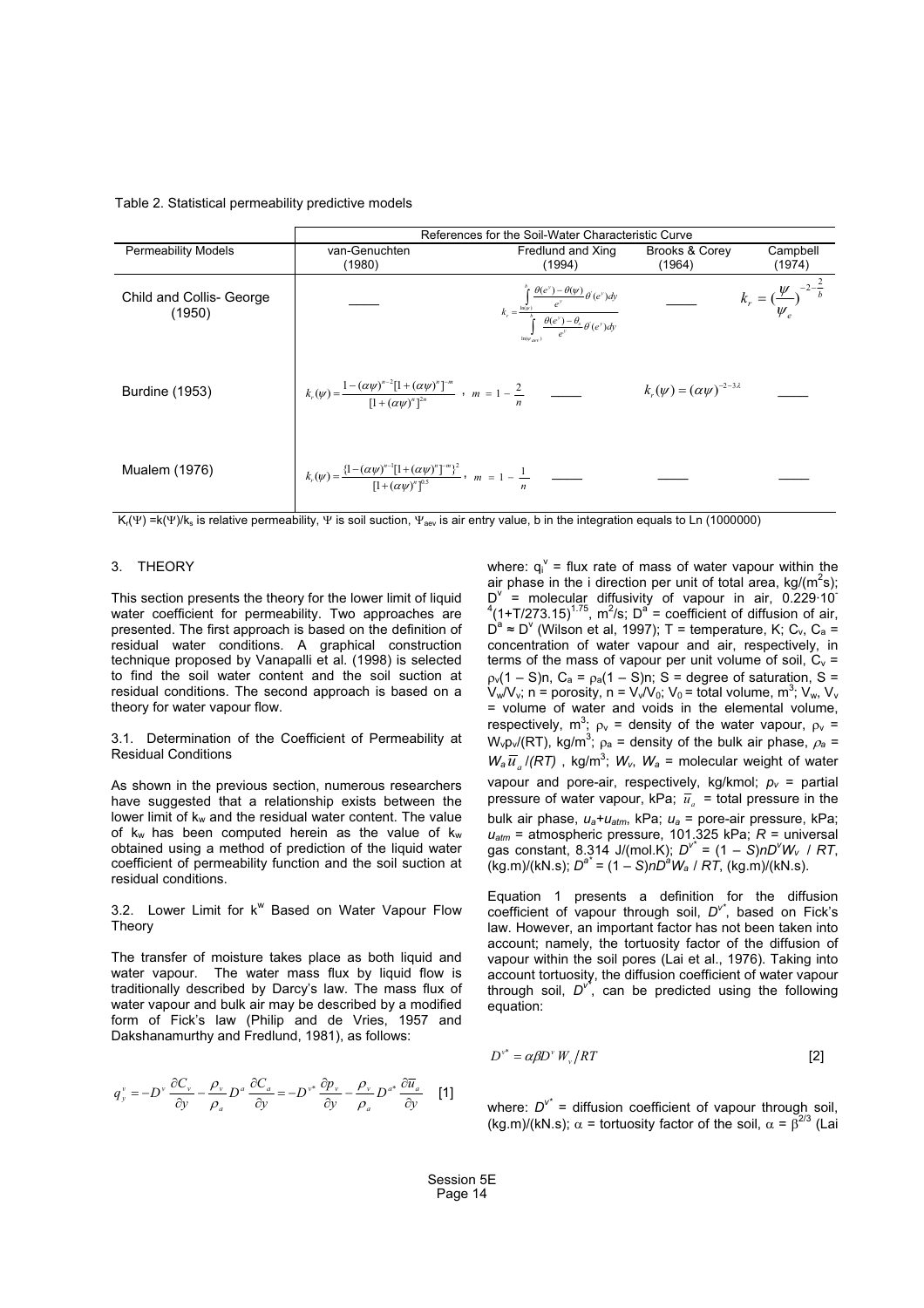Table 2. Statistical permeability predictive models

| | References for the Soil-Water Characteristic Curve | | | |
|---|---|---|---|---|
| Permeability Models | van-Genuchten (1980) | Fredlund and Xing (1994) | Brooks & Corey (1964) | Campbell (1974) |
| Child and Collis- George (1950) | ____ | $k_r = \dfrac{\int_{\ln(\psi)}^{b} \frac{\theta(e^y)-\theta(\psi)}{e^y}\theta'(e^y)dy}{\int_{\ln(\psi_{aev})}^{b} \frac{\theta(e^y)-\theta_s}{e^y}\theta'(e^y)dy}$ | ____ | $k_r = (\frac{\psi}{\psi_e})^{-2-\frac{2}{b}}$ |
| Burdine (1953) | $k_r(\psi) = \dfrac{1-(\alpha\psi)^{n-2}[1+(\alpha\psi)^n]^{-m}}{[1+(\alpha\psi)^n]^{2m}}$ , $m = 1 - \frac{2}{n}$ | ____ | $k_r(\psi) = (\alpha\psi)^{-2-3\lambda}$ | ____ |
| Mualem (1976) | $k_r(\psi) = \dfrac{\{1-(\alpha\psi)^{n-1}[1+(\alpha\psi)^n]^{-m}\}^2}{[1+(\alpha\psi)^n]^{0.5}}$ , $m = 1 - \frac{1}{n}$ | ____ | ____ | ____ |

$K_r(\Psi) = k(\Psi)/k_s$ is relative permeability, $\Psi$ is soil suction, $\Psi_{aev}$ is air entry value, b in the integration equals to Ln (1000000)

## 3. THEORY

This section presents the theory for the lower limit of liquid water coefficient for permeability. Two approaches are presented. The first approach is based on the definition of residual water conditions. A graphical construction technique proposed by Vanapalli et al. (1998) is selected to find the soil water content and the soil suction at residual conditions. The second approach is based on a theory for water vapour flow.

### 3.1. Determination of the Coefficient of Permeability at Residual Conditions

As shown in the previous section, numerous researchers have suggested that a relationship exists between the lower limit of $k_w$ and the residual water content. The value of $k_w$ has been computed herein as the value of $k_w$ obtained using a method of prediction of the liquid water coefficient of permeability function and the soil suction at residual conditions.

### 3.2. Lower Limit for $k^w$ Based on Water Vapour Flow Theory

The transfer of moisture takes place as both liquid and water vapour. The water mass flux by liquid flow is traditionally described by Darcy's law. The mass flux of water vapour and bulk air may be described by a modified form of Fick's law (Philip and de Vries, 1957 and Dakshanamurthy and Fredlund, 1981), as follows:

$$q_y^v = -D^v \frac{\partial C_v}{\partial y} - \frac{\rho_v}{\rho_a} D^a \frac{\partial C_a}{\partial y} = -D^{v*} \frac{\partial p_v}{\partial y} - \frac{\rho_v}{\rho_a} D^{a*} \frac{\partial \overline{u}_a}{\partial y} \quad [1]$$

where: $q_i^v$ = flux rate of mass of water vapour within the air phase in the i direction per unit of total area, kg/(m$^2$s); $D^v$ = molecular diffusivity of vapour in air, $0.229 \cdot 10^{-4}(1+T/273.15)^{1.75}$, m$^2$/s; $D^a$ = coefficient of diffusion of air, $D^a \approx D^v$ (Wilson et al, 1997); T = temperature, K; $C_v$, $C_a$ = concentration of water vapour and air, respectively, in terms of the mass of vapour per unit volume of soil, $C_v = \rho_v(1 - S)n$, $C_a = \rho_a(1 - S)n$; S = degree of saturation, S = $V_w/V_v$; n = porosity, n = $V_v/V_0$; $V_0$ = total volume, m$^3$; $V_w$, $V_v$ = volume of water and voids in the elemental volume, respectively, m$^3$; $\rho_v$ = density of the water vapour, $\rho_v = W_v p_v/(RT)$, kg/m$^3$; $\rho_a$ = density of the bulk air phase, $\rho_a = W_a \overline{u}_a/(RT)$ , kg/m$^3$; $W_v$, $W_a$ = molecular weight of water vapour and pore-air, respectively, kg/kmol; $p_v$ = partial pressure of water vapour, kPa; $\overline{u}_a$ = total pressure in the bulk air phase, $u_a+u_{atm}$, kPa; $u_a$ = pore-air pressure, kPa; $u_{atm}$ = atmospheric pressure, 101.325 kPa; $R$ = universal gas constant, 8.314 J/(mol.K); $D^{v*} = (1 - S)nD^vW_v / RT$, (kg.m)/(kN.s); $D^{a*} = (1 - S)nD^aW_a / RT$, (kg.m)/(kN.s).

Equation 1 presents a definition for the diffusion coefficient of vapour through soil, $D^{v*}$, based on Fick's law. However, an important factor has not been taken into account; namely, the tortuosity factor of the diffusion of vapour within the soil pores (Lai et al., 1976). Taking into account tortuosity, the diffusion coefficient of water vapour through soil, $D^{v*}$, can be predicted using the following equation:

$$D^{v*} = \alpha\beta D^v W_v / RT \quad [2]$$

where: $D^{v*}$ = diffusion coefficient of vapour through soil, (kg.m)/(kN.s); $\alpha$ = tortuosity factor of the soil, $\alpha = \beta^{2/3}$ (Lai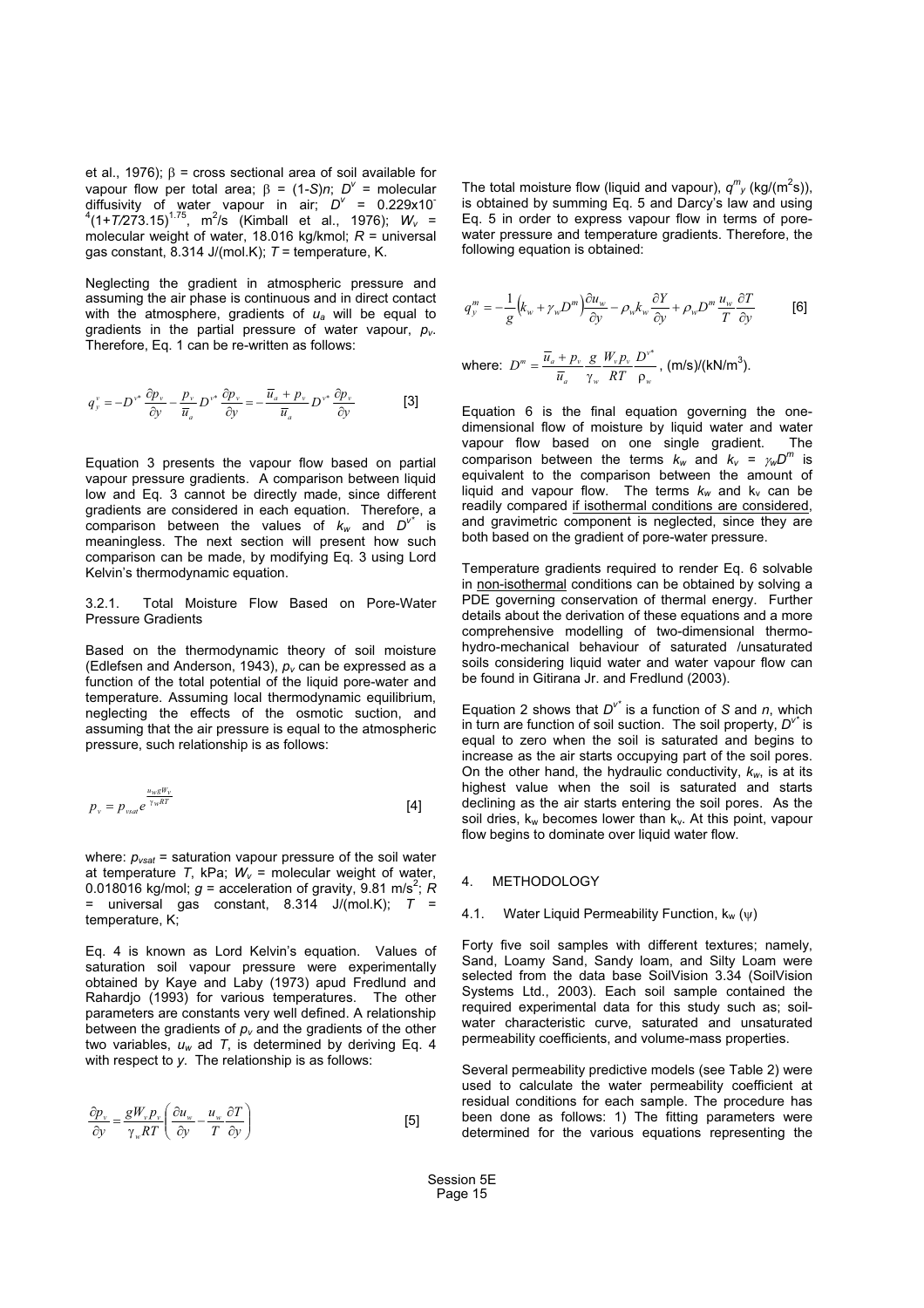et al., 1976); $\beta$ = cross sectional area of soil available for vapour flow per total area; $\beta$ = (1-*S*)*n*; $D^v$ = molecular diffusivity of water vapour in air; $D^v$ = 0.229x10$^{-4}$(1+*T*/273.15)$^{1.75}$, m$^2$/s (Kimball et al., 1976); $W_v$ = molecular weight of water, 18.016 kg/kmol; *R* = universal gas constant, 8.314 J/(mol.K); *T* = temperature, K.

Neglecting the gradient in atmospheric pressure and assuming the air phase is continuous and in direct contact with the atmosphere, gradients of $u_a$ will be equal to gradients in the partial pressure of water vapour, $p_v$. Therefore, Eq. 1 can be re-written as follows:

$$q_y^v = -D^{v*}\frac{\partial p_v}{\partial y} - \frac{p_v}{\overline{u}_a}D^{v*}\frac{\partial p_v}{\partial y} = -\frac{\overline{u}_a + p_v}{\overline{u}_a}D^{v*}\frac{\partial p_v}{\partial y} \qquad [3]$$

Equation 3 presents the vapour flow based on partial vapour pressure gradients. A comparison between liquid low and Eq. 3 cannot be directly made, since different gradients are considered in each equation. Therefore, a comparison between the values of $k_w$ and $D^{v*}$ is meaningless. The next section will present how such comparison can be made, by modifying Eq. 3 using Lord Kelvin's thermodynamic equation.

### 3.2.1. Total Moisture Flow Based on Pore-Water Pressure Gradients

Based on the thermodynamic theory of soil moisture (Edlefsen and Anderson, 1943), $p_v$ can be expressed as a function of the total potential of the liquid pore-water and temperature. Assuming local thermodynamic equilibrium, neglecting the effects of the osmotic suction, and assuming that the air pressure is equal to the atmospheric pressure, such relationship is as follows:

$$p_v = p_{vsat}\, e^{\frac{u_w g W_v}{\gamma_w R T}} \qquad [4]$$

where: $p_{vsat}$ = saturation vapour pressure of the soil water at temperature *T*, kPa; $W_v$ = molecular weight of water, 0.018016 kg/mol; *g* = acceleration of gravity, 9.81 m/s$^2$; *R* = universal gas constant, 8.314 J/(mol.K); *T* = temperature, K;

Eq. 4 is known as Lord Kelvin's equation. Values of saturation soil vapour pressure were experimentally obtained by Kaye and Laby (1973) apud Fredlund and Rahardjo (1993) for various temperatures. The other parameters are constants very well defined. A relationship between the gradients of $p_v$ and the gradients of the other two variables, $u_w$ ad *T*, is determined by deriving Eq. 4 with respect to *y*. The relationship is as follows:

$$\frac{\partial p_v}{\partial y} = \frac{g W_v p_v}{\gamma_w R T}\left(\frac{\partial u_w}{\partial y} - \frac{u_w}{T}\frac{\partial T}{\partial y}\right) \qquad [5]$$

The total moisture flow (liquid and vapour), $q^m_y$ (kg/(m$^2$s)), is obtained by summing Eq. 5 and Darcy's law and using Eq. 5 in order to express vapour flow in terms of pore-water pressure and temperature gradients. Therefore, the following equation is obtained:

$$q_y^m = -\frac{1}{g}\left(k_w + \gamma_w D^m\right)\frac{\partial u_w}{\partial y} - \rho_w k_w \frac{\partial Y}{\partial y} + \rho_w D^m \frac{u_w}{T}\frac{\partial T}{\partial y} \qquad [6]$$

where: $D^m = \dfrac{\overline{u}_a + p_v}{\overline{u}_a}\dfrac{g}{\gamma_w}\dfrac{W_v p_v}{RT}\dfrac{D^{v*}}{\rho_w}$, (m/s)/(kN/m$^3$).

Equation 6 is the final equation governing the one-dimensional flow of moisture by liquid water and water vapour flow based on one single gradient. The comparison between the terms $k_w$ and $k_v = \gamma_w D^m$ is equivalent to the comparison between the amount of liquid and vapour flow. The terms $k_w$ and $k_v$ can be readily compared if isothermal conditions are considered, and gravimetric component is neglected, since they are both based on the gradient of pore-water pressure.

Temperature gradients required to render Eq. 6 solvable in non-isothermal conditions can be obtained by solving a PDE governing conservation of thermal energy. Further details about the derivation of these equations and a more comprehensive modelling of two-dimensional thermo-hydro-mechanical behaviour of saturated /unsaturated soils considering liquid water and water vapour flow can be found in Gitirana Jr. and Fredlund (2003).

Equation 2 shows that $D^{v*}$ is a function of *S* and *n*, which in turn are function of soil suction. The soil property, $D^{v*}$ is equal to zero when the soil is saturated and begins to increase as the air starts occupying part of the soil pores. On the other hand, the hydraulic conductivity, $k_w$, is at its highest value when the soil is saturated and starts declining as the air starts entering the soil pores. As the soil dries, $k_w$ becomes lower than $k_v$. At this point, vapour flow begins to dominate over liquid water flow.

## 4. METHODOLOGY

### 4.1. Water Liquid Permeability Function, $k_w(\psi)$

Forty five soil samples with different textures; namely, Sand, Loamy Sand, Sandy loam, and Silty Loam were selected from the data base SoilVision 3.34 (SoilVision Systems Ltd., 2003). Each soil sample contained the required experimental data for this study such as; soil-water characteristic curve, saturated and unsaturated permeability coefficients, and volume-mass properties.

Several permeability predictive models (see Table 2) were used to calculate the water permeability coefficient at residual conditions for each sample. The procedure has been done as follows: 1) The fitting parameters were determined for the various equations representing the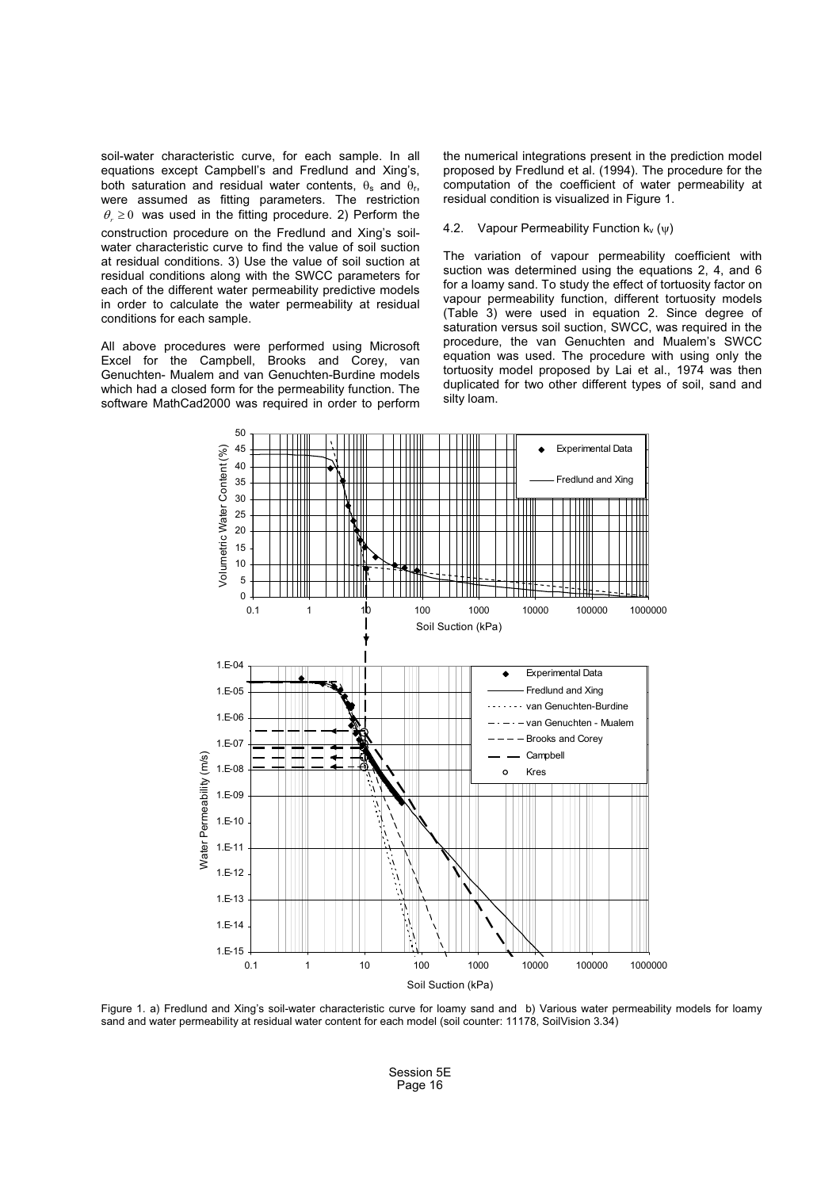soil-water characteristic curve, for each sample. In all equations except Campbell's and Fredlund and Xing's, both saturation and residual water contents, $\theta_s$ and $\theta_r$, were assumed as fitting parameters. The restriction $\theta_r \geq 0$ was used in the fitting procedure. 2) Perform the construction procedure on the Fredlund and Xing's soil-water characteristic curve to find the value of soil suction at residual conditions. 3) Use the value of soil suction at residual conditions along with the SWCC parameters for each of the different water permeability predictive models in order to calculate the water permeability at residual conditions for each sample.

All above procedures were performed using Microsoft Excel for the Campbell, Brooks and Corey, van Genuchten- Mualem and van Genuchten-Burdine models which had a closed form for the permeability function. The software MathCad2000 was required in order to perform the numerical integrations present in the prediction model proposed by Fredlund et al. (1994). The procedure for the computation of the coefficient of water permeability at residual condition is visualized in Figure 1.

### 4.2. Vapour Permeability Function $k_v$ ($\psi$)

The variation of vapour permeability coefficient with suction was determined using the equations 2, 4, and 6 for a loamy sand. To study the effect of tortuosity factor on vapour permeability function, different tortuosity models (Table 3) were used in equation 2. Since degree of saturation versus soil suction, SWCC, was required in the procedure, the van Genuchten and Mualem's SWCC equation was used. The procedure with using only the tortuosity model proposed by Lai et al., 1974 was then duplicated for two other different types of soil, sand and silty loam.

Figure 1. a) Fredlund and Xing's soil-water characteristic curve for loamy sand and b) Various water permeability models for loamy sand and water permeability at residual water content for each model (soil counter: 11178, SoilVision 3.34)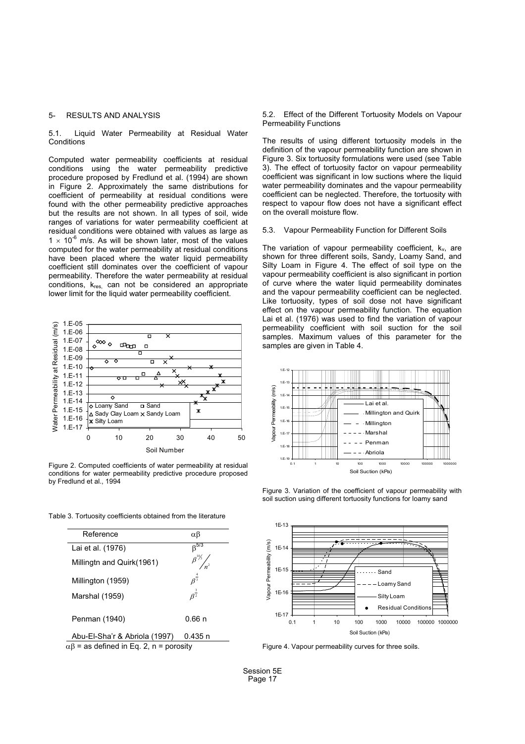## 5- RESULTS AND ANALYSIS

### 5.1. Liquid Water Permeability at Residual Water Conditions

Computed water permeability coefficients at residual conditions using the water permeability predictive procedure proposed by Fredlund et al. (1994) are shown in Figure 2. Approximately the same distributions for coefficient of permeability at residual conditions were found with the other permeability predictive approaches but the results are not shown. In all types of soil, wide ranges of variations for water permeability coefficient at residual conditions were obtained with values as large as $1 \times 10^{-6}$ m/s. As will be shown later, most of the values computed for the water permeability at residual conditions have been placed where the water liquid permeability coefficient still dominates over the coefficient of vapour permeability. Therefore the water permeability at residual conditions, $k_{res,}$ can not be considered an appropriate lower limit for the liquid water permeability coefficient.

Figure 2. Computed coefficients of water permeability at residual conditions for water permeability predictive procedure proposed by Fredlund et al., 1994

Table 3. Tortuosity coefficients obtained from the literature

| Reference | $\alpha\beta$ |
|---|---|
| Lai et al. (1976) | $\beta^{5/3}$ |
| Millingtn and Quirk(1961) | $\beta^{10/3}/n^2$ |
| Millington (1959) | $\beta^{\frac{4}{3}}$ |
| Marshal (1959) | $\beta^{\frac{3}{2}}$ |
| Penman (1940) | 0.66 n |
| Abu-El-Sha'r & Abriola (1997) | 0.435 n |

$\alpha\beta$ = as defined in Eq. 2, n = porosity

### 5.2. Effect of the Different Tortuosity Models on Vapour Permeability Functions

The results of using different tortuosity models in the definition of the vapour permeability function are shown in Figure 3. Six tortuosity formulations were used (see Table 3). The effect of tortuosity factor on vapour permeability coefficient was significant in low suctions where the liquid water permeability dominates and the vapour permeability coefficient can be neglected. Therefore, the tortuosity with respect to vapour flow does not have a significant effect on the overall moisture flow.

### 5.3. Vapour Permeability Function for Different Soils

The variation of vapour permeability coefficient, $k_v$, are shown for three different soils, Sandy, Loamy Sand, and Silty Loam in Figure 4. The effect of soil type on the vapour permeability coefficient is also significant in portion of curve where the water liquid permeability dominates and the vapour permeability coefficient can be neglected. Like tortuosity, types of soil dose not have significant effect on the vapour permeability function. The equation Lai et al. (1976) was used to find the variation of vapour permeability coefficient with soil suction for the soil samples. Maximum values of this parameter for the samples are given in Table 4.

Figure 3. Variation of the coefficient of vapour permeability with soil suction using different tortuosity functions for loamy sand

Figure 4. Vapour permeability curves for three soils.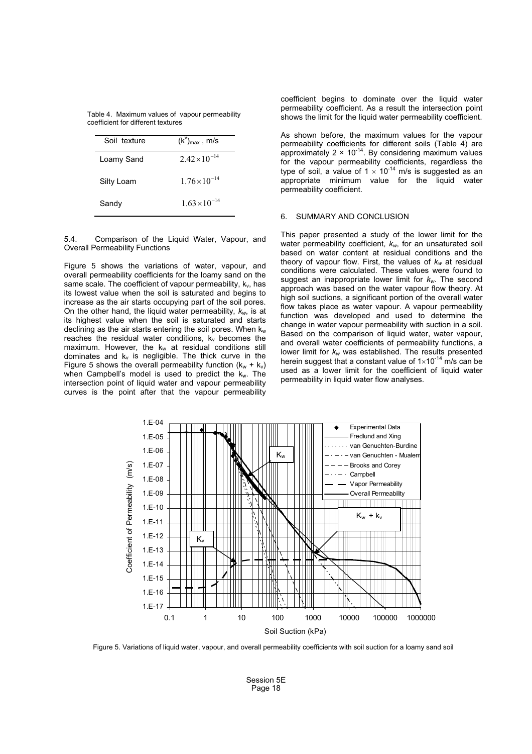Table 4. Maximum values of vapour permeability coefficient for different textures

| Soil texture | $(k^v)_{max}$ , m/s |
|---|---|
| Loamy Sand | $2.42\times10^{-14}$ |
| Silty Loam | $1.76\times10^{-14}$ |
| Sandy | $1.63\times10^{-14}$ |

### 5.4. Comparison of the Liquid Water, Vapour, and Overall Permeability Functions

Figure 5 shows the variations of water, vapour, and overall permeability coefficients for the loamy sand on the same scale. The coefficient of vapour permeability, $k_v$, has its lowest value when the soil is saturated and begins to increase as the air starts occupying part of the soil pores. On the other hand, the liquid water permeability, $k_w$, is at its highest value when the soil is saturated and starts declining as the air starts entering the soil pores. When $k_w$ reaches the residual water conditions, $k_v$ becomes the maximum. However, the $k_w$ at residual conditions still dominates and $k_v$ is negligible. The thick curve in the Figure 5 shows the overall permeability function ($k_w + k_v$) when Campbell's model is used to predict the $k_w$. The intersection point of liquid water and vapour permeability curves is the point after that the vapour permeability coefficient begins to dominate over the liquid water permeability coefficient. As a result the intersection point shows the limit for the liquid water permeability coefficient.

As shown before, the maximum values for the vapour permeability coefficients for different soils (Table 4) are approximately $2 \times 10^{-14}$. By considering maximum values for the vapour permeability coefficients, regardless the type of soil, a value of $1 \times 10^{-14}$ m/s is suggested as an appropriate minimum value for the liquid water permeability coefficient.

## 6. SUMMARY AND CONCLUSION

This paper presented a study of the lower limit for the water permeability coefficient, $k_w$, for an unsaturated soil based on water content at residual conditions and the theory of vapour flow. First, the values of $k_w$ at residual conditions were calculated. These values were found to suggest an inappropriate lower limit for $k_w$. The second approach was based on the water vapour flow theory. At high soil suctions, a significant portion of the overall water flow takes place as water vapour. A vapour permeability function was developed and used to determine the change in water vapour permeability with suction in a soil. Based on the comparison of liquid water, water vapour, and overall water coefficients of permeability functions, a lower limit for $k_w$ was established. The results presented herein suggest that a constant value of $1\times10^{-14}$ m/s can be used as a lower limit for the coefficient of liquid water permeability in liquid water flow analyses.

Figure 5. Variations of liquid water, vapour, and overall permeability coefficients with soil suction for a loamy sand soil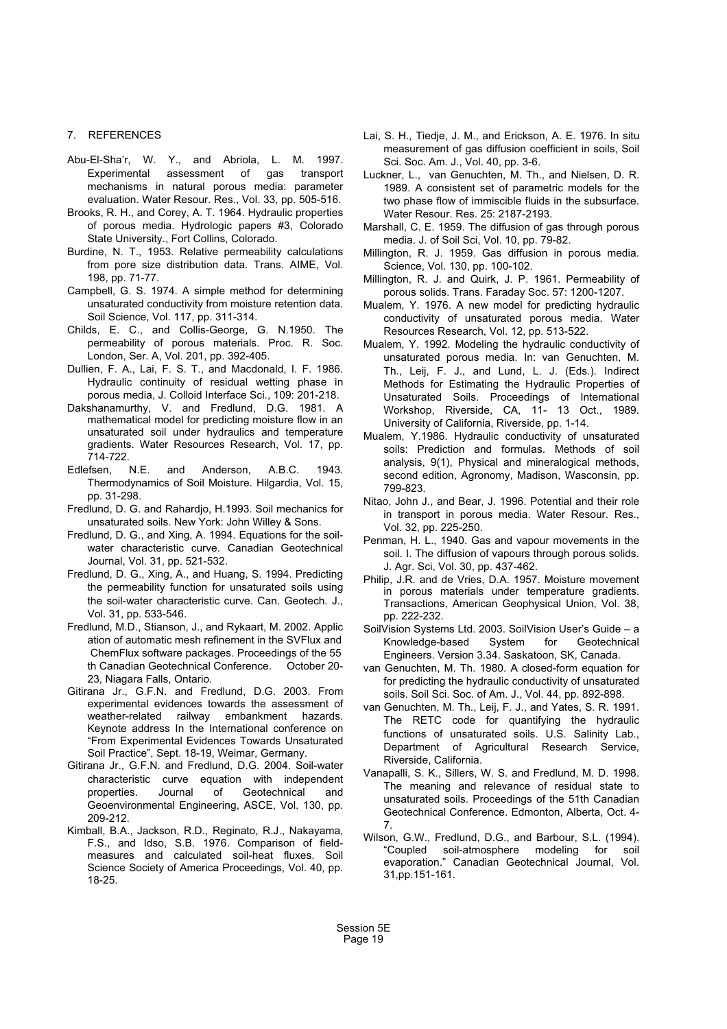## 7. REFERENCES

Abu-El-Sha'r, W. Y., and Abriola, L. M. 1997. Experimental assessment of gas transport mechanisms in natural porous media: parameter evaluation. Water Resour. Res., Vol. 33, pp. 505-516.

Brooks, R. H., and Corey, A. T. 1964. Hydraulic properties of porous media. Hydrologic papers #3, Colorado State University., Fort Collins, Colorado.

Burdine, N. T., 1953. Relative permeability calculations from pore size distribution data. Trans. AIME, Vol. 198, pp. 71-77.

Campbell, G. S. 1974. A simple method for determining unsaturated conductivity from moisture retention data. Soil Science, Vol. 117, pp. 311-314.

Childs, E. C., and Collis-George, G. N.1950. The permeability of porous materials. Proc. R. Soc. London, Ser. A, Vol. 201, pp. 392-405.

Dullien, F. A., Lai, F. S. T., and Macdonald, I. F. 1986. Hydraulic continuity of residual wetting phase in porous media, J. Colloid Interface Sci., 109: 201-218.

Dakshanamurthy, V. and Fredlund, D.G. 1981. A mathematical model for predicting moisture flow in an unsaturated soil under hydraulics and temperature gradients. Water Resources Research, Vol. 17, pp. 714-722.

Edlefsen, N.E. and Anderson, A.B.C. 1943. Thermodynamics of Soil Moisture. Hilgardia, Vol. 15, pp. 31-298.

Fredlund, D. G. and Rahardjo, H.1993. Soil mechanics for unsaturated soils. New York: John Willey & Sons.

Fredlund, D. G., and Xing, A. 1994. Equations for the soil-water characteristic curve. Canadian Geotechnical Journal, Vol. 31, pp. 521-532.

Fredlund, D. G., Xing, A., and Huang, S. 1994. Predicting the permeability function for unsaturated soils using the soil-water characteristic curve. Can. Geotech. J., Vol. 31, pp. 533-546.

Fredlund, M.D., Stianson, J., and Rykaart, M. 2002. Applic ation of automatic mesh refinement in the SVFlux and ChemFlux software packages. Proceedings of the 55 th Canadian Geotechnical Conference. October 20-23, Niagara Falls, Ontario.

Gitirana Jr., G.F.N. and Fredlund, D.G. 2003. From experimental evidences towards the assessment of weather-related railway embankment hazards. Keynote address In the International conference on "From Experimental Evidences Towards Unsaturated Soil Practice", Sept. 18-19, Weimar, Germany.

Gitirana Jr., G.F.N. and Fredlund, D.G. 2004. Soil-water characteristic curve equation with independent properties. Journal of Geotechnical and Geoenvironmental Engineering, ASCE, Vol. 130, pp. 209-212.

Kimball, B.A., Jackson, R.D., Reginato, R.J., Nakayama, F.S., and Idso, S.B. 1976. Comparison of field-measures and calculated soil-heat fluxes. Soil Science Society of America Proceedings, Vol. 40, pp. 18-25.

Lai, S. H., Tiedje, J. M., and Erickson, A. E. 1976. In situ measurement of gas diffusion coefficient in soils, Soil Sci. Soc. Am. J., Vol. 40, pp. 3-6.

Luckner, L., van Genuchten, M. Th., and Nielsen, D. R. 1989. A consistent set of parametric models for the two phase flow of immiscible fluids in the subsurface. Water Resour. Res. 25: 2187-2193.

Marshall, C. E. 1959. The diffusion of gas through porous media. J. of Soil Sci, Vol. 10, pp. 79-82.

Millington, R. J. 1959. Gas diffusion in porous media. Science, Vol. 130, pp. 100-102.

Millington, R. J. and Quirk, J. P. 1961. Permeability of porous solids. Trans. Faraday Soc. 57: 1200-1207.

Mualem, Y. 1976. A new model for predicting hydraulic conductivity of unsaturated porous media. Water Resources Research, Vol. 12, pp. 513-522.

Mualem, Y. 1992. Modeling the hydraulic conductivity of unsaturated porous media. In: van Genuchten, M. Th., Leij, F. J., and Lund, L. J. (Eds.). Indirect Methods for Estimating the Hydraulic Properties of Unsaturated Soils. Proceedings of International Workshop, Riverside, CA, 11- 13 Oct., 1989. University of California, Riverside, pp. 1-14.

Mualem, Y.1986. Hydraulic conductivity of unsaturated soils: Prediction and formulas. Methods of soil analysis, 9(1), Physical and mineralogical methods, second edition, Agronomy, Madison, Wasconsin, pp. 799-823.

Nitao, John J., and Bear, J. 1996. Potential and their role in transport in porous media. Water Resour. Res., Vol. 32, pp. 225-250.

Penman, H. L., 1940. Gas and vapour movements in the soil. I. The diffusion of vapours through porous solids. J. Agr. Sci, Vol. 30, pp. 437-462.

Philip, J.R. and de Vries, D.A. 1957. Moisture movement in porous materials under temperature gradients. Transactions, American Geophysical Union, Vol. 38, pp. 222-232.

SoilVision Systems Ltd. 2003. SoilVision User's Guide – a Knowledge-based System for Geotechnical Engineers. Version 3.34. Saskatoon, SK, Canada.

van Genuchten, M. Th. 1980. A closed-form equation for for predicting the hydraulic conductivity of unsaturated soils. Soil Sci. Soc. of Am. J., Vol. 44, pp. 892-898.

van Genuchten, M. Th., Leij, F. J., and Yates, S. R. 1991. The RETC code for quantifying the hydraulic functions of unsaturated soils. U.S. Salinity Lab., Department of Agricultural Research Service, Riverside, California.

Vanapalli, S. K., Sillers, W. S. and Fredlund, M. D. 1998. The meaning and relevance of residual state to unsaturated soils. Proceedings of the 51th Canadian Geotechnical Conference. Edmonton, Alberta, Oct. 4-7.

Wilson, G.W., Fredlund, D.G., and Barbour, S.L. (1994). "Coupled soil-atmosphere modeling for soil evaporation." Canadian Geotechnical Journal, Vol. 31,pp.151-161.